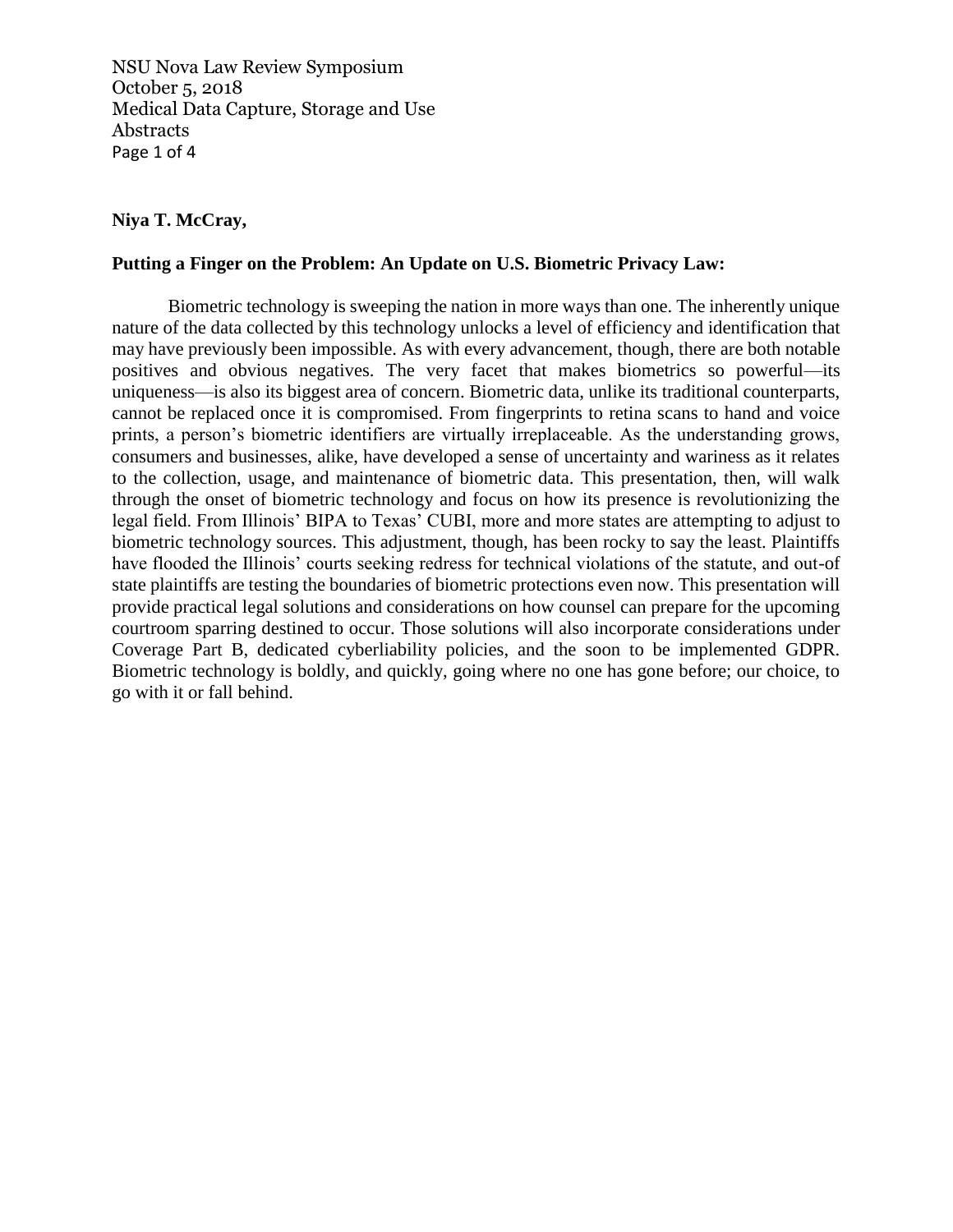NSU Nova Law Review Symposium
October 5, 2018
Medical Data Capture, Storage and Use
Abstracts

**Niya T. McCray,**

**Putting a Finger on the Problem: An Update on U.S. Biometric Privacy Law:**

Biometric technology is sweeping the nation in more ways than one. The inherently unique nature of the data collected by this technology unlocks a level of efficiency and identification that may have previously been impossible. As with every advancement, though, there are both notable positives and obvious negatives. The very facet that makes biometrics so powerful—its uniqueness—is also its biggest area of concern. Biometric data, unlike its traditional counterparts, cannot be replaced once it is compromised. From fingerprints to retina scans to hand and voice prints, a person's biometric identifiers are virtually irreplaceable. As the understanding grows, consumers and businesses, alike, have developed a sense of uncertainty and wariness as it relates to the collection, usage, and maintenance of biometric data. This presentation, then, will walk through the onset of biometric technology and focus on how its presence is revolutionizing the legal field. From Illinois' BIPA to Texas' CUBI, more and more states are attempting to adjust to biometric technology sources. This adjustment, though, has been rocky to say the least. Plaintiffs have flooded the Illinois' courts seeking redress for technical violations of the statute, and out-of state plaintiffs are testing the boundaries of biometric protections even now. This presentation will provide practical legal solutions and considerations on how counsel can prepare for the upcoming courtroom sparring destined to occur. Those solutions will also incorporate considerations under Coverage Part B, dedicated cyberliability policies, and the soon to be implemented GDPR. Biometric technology is boldly, and quickly, going where no one has gone before; our choice, to go with it or fall behind.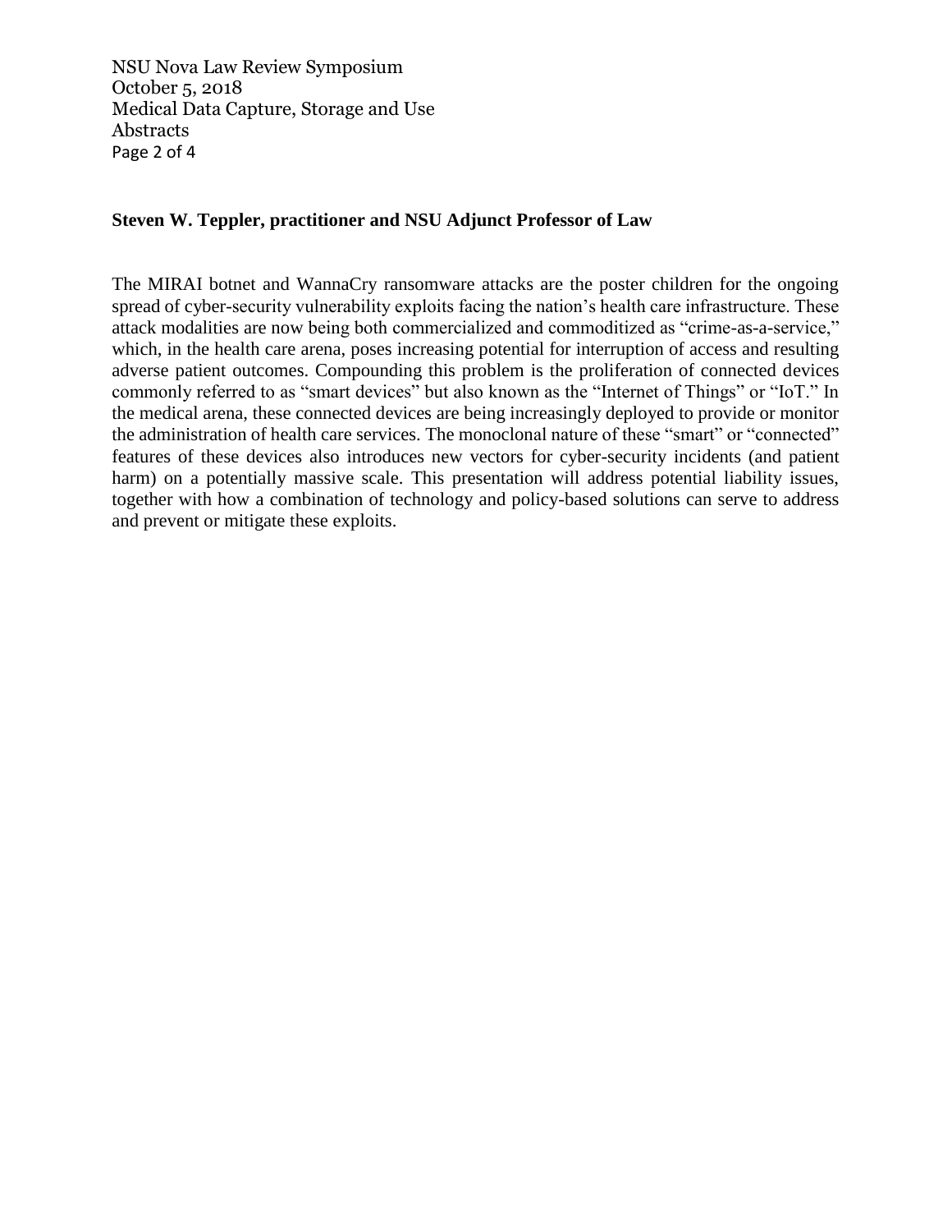**Steven W. Teppler, practitioner and NSU Adjunct Professor of Law**

The MIRAI botnet and WannaCry ransomware attacks are the poster children for the ongoing spread of cyber-security vulnerability exploits facing the nation's health care infrastructure. These attack modalities are now being both commercialized and commoditized as "crime-as-a-service," which, in the health care arena, poses increasing potential for interruption of access and resulting adverse patient outcomes. Compounding this problem is the proliferation of connected devices commonly referred to as "smart devices" but also known as the "Internet of Things" or "IoT." In the medical arena, these connected devices are being increasingly deployed to provide or monitor the administration of health care services. The monoclonal nature of these "smart" or "connected" features of these devices also introduces new vectors for cyber-security incidents (and patient harm) on a potentially massive scale. This presentation will address potential liability issues, together with how a combination of technology and policy-based solutions can serve to address and prevent or mitigate these exploits.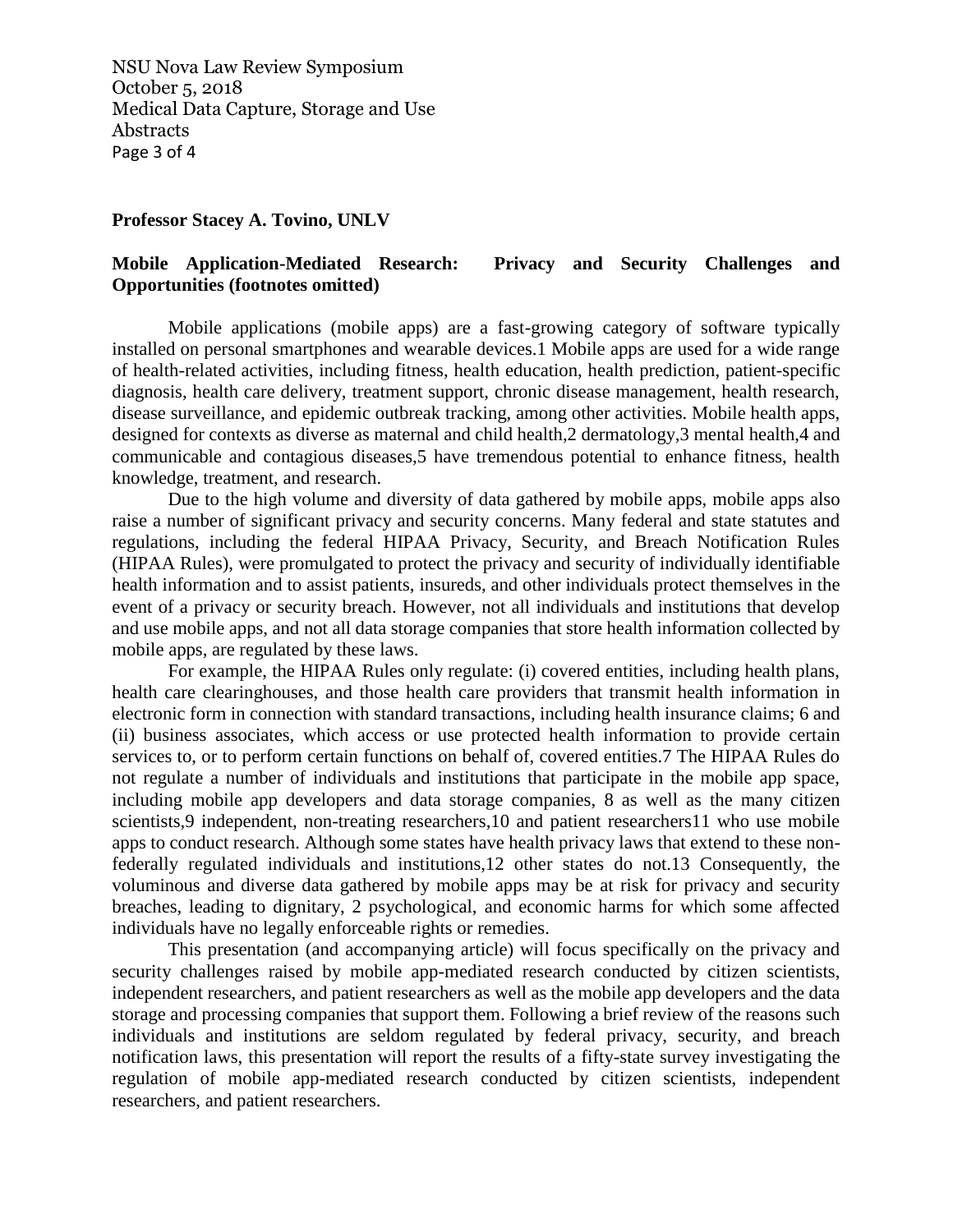**Professor Stacey A. Tovino, UNLV**

**Mobile Application-Mediated Research: Privacy and Security Challenges and Opportunities (footnotes omitted)**

Mobile applications (mobile apps) are a fast-growing category of software typically installed on personal smartphones and wearable devices.[1] Mobile apps are used for a wide range of health-related activities, including fitness, health education, health prediction, patient-specific diagnosis, health care delivery, treatment support, chronic disease management, health research, disease surveillance, and epidemic outbreak tracking, among other activities. Mobile health apps, designed for contexts as diverse as maternal and child health,[2] dermatology,[3] mental health,[4] and communicable and contagious diseases,[5] have tremendous potential to enhance fitness, health knowledge, treatment, and research.

Due to the high volume and diversity of data gathered by mobile apps, mobile apps also raise a number of significant privacy and security concerns. Many federal and state statutes and regulations, including the federal HIPAA Privacy, Security, and Breach Notification Rules (HIPAA Rules), were promulgated to protect the privacy and security of individually identifiable health information and to assist patients, insureds, and other individuals protect themselves in the event of a privacy or security breach. However, not all individuals and institutions that develop and use mobile apps, and not all data storage companies that store health information collected by mobile apps, are regulated by these laws.

For example, the HIPAA Rules only regulate: (i) covered entities, including health plans, health care clearinghouses, and those health care providers that transmit health information in electronic form in connection with standard transactions, including health insurance claims; [6] and (ii) business associates, which access or use protected health information to provide certain services to, or to perform certain functions on behalf of, covered entities.[7] The HIPAA Rules do not regulate a number of individuals and institutions that participate in the mobile app space, including mobile app developers and data storage companies, [8] as well as the many citizen scientists,[9] independent, non-treating researchers,[10] and patient researchers[11] who use mobile apps to conduct research. Although some states have health privacy laws that extend to these non-federally regulated individuals and institutions,[12] other states do not.[13] Consequently, the voluminous and diverse data gathered by mobile apps may be at risk for privacy and security breaches, leading to dignitary, 2 psychological, and economic harms for which some affected individuals have no legally enforceable rights or remedies.

This presentation (and accompanying article) will focus specifically on the privacy and security challenges raised by mobile app-mediated research conducted by citizen scientists, independent researchers, and patient researchers as well as the mobile app developers and the data storage and processing companies that support them. Following a brief review of the reasons such individuals and institutions are seldom regulated by federal privacy, security, and breach notification laws, this presentation will report the results of a fifty-state survey investigating the regulation of mobile app-mediated research conducted by citizen scientists, independent researchers, and patient researchers.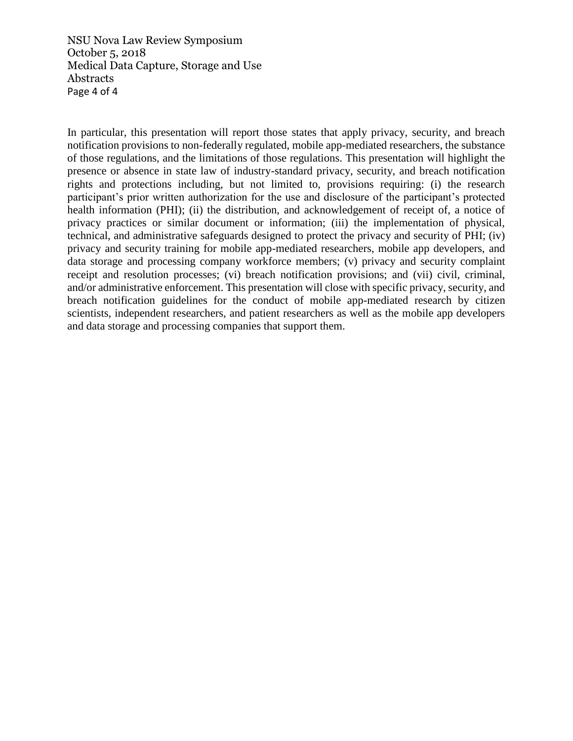In particular, this presentation will report those states that apply privacy, security, and breach notification provisions to non-federally regulated, mobile app-mediated researchers, the substance of those regulations, and the limitations of those regulations. This presentation will highlight the presence or absence in state law of industry-standard privacy, security, and breach notification rights and protections including, but not limited to, provisions requiring: (i) the research participant's prior written authorization for the use and disclosure of the participant's protected health information (PHI); (ii) the distribution, and acknowledgement of receipt of, a notice of privacy practices or similar document or information; (iii) the implementation of physical, technical, and administrative safeguards designed to protect the privacy and security of PHI; (iv) privacy and security training for mobile app-mediated researchers, mobile app developers, and data storage and processing company workforce members; (v) privacy and security complaint receipt and resolution processes; (vi) breach notification provisions; and (vii) civil, criminal, and/or administrative enforcement. This presentation will close with specific privacy, security, and breach notification guidelines for the conduct of mobile app-mediated research by citizen scientists, independent researchers, and patient researchers as well as the mobile app developers and data storage and processing companies that support them.